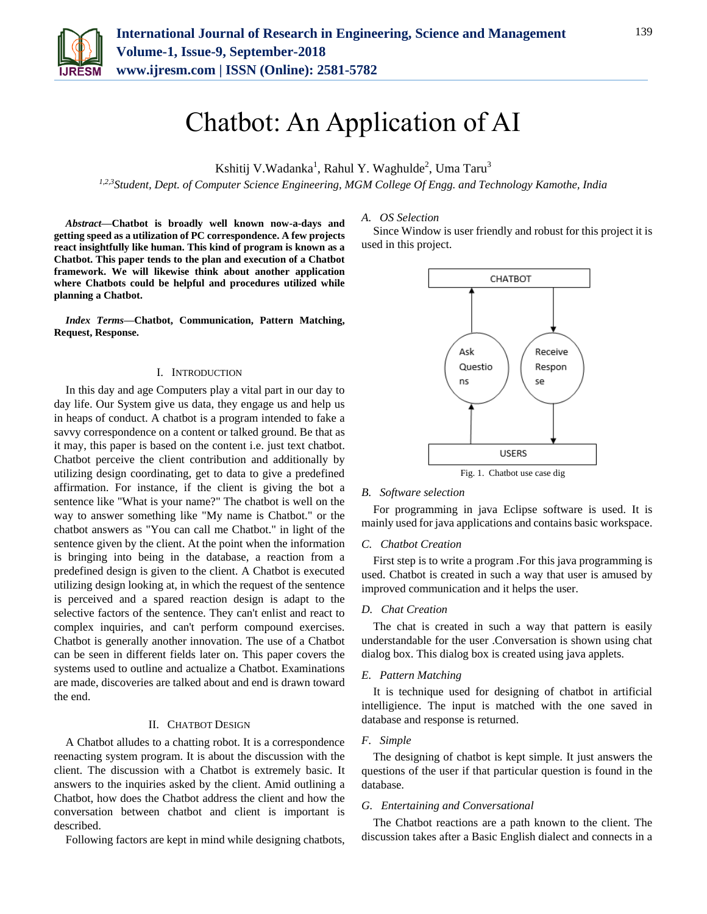# Chatbot: An Application of AI

Kshitij V.Wadanka[1], Rahul Y. Waghulde[2], Uma Taru[3]

[1,2,3]*Student, Dept. of Computer Science Engineering, MGM College Of Engg. and Technology Kamothe, India*

***Abstract*—Chatbot is broadly well known now-a-days and getting speed as a utilization of PC correspondence. A few projects react insightfully like human. This kind of program is known as a Chatbot. This paper tends to the plan and execution of a Chatbot framework. We will likewise think about another application where Chatbots could be helpful and procedures utilized while planning a Chatbot.**

***Index Terms*—Chatbot, Communication, Pattern Matching, Request, Response.**

## I. Introduction

In this day and age Computers play a vital part in our day to day life. Our System give us data, they engage us and help us in heaps of conduct. A chatbot is a program intended to fake a savvy correspondence on a content or talked ground. Be that as it may, this paper is based on the content i.e. just text chatbot. Chatbot perceive the client contribution and additionally by utilizing design coordinating, get to data to give a predefined affirmation. For instance, if the client is giving the bot a sentence like "What is your name?" The chatbot is well on the way to answer something like "My name is Chatbot." or the chatbot answers as "You can call me Chatbot." in light of the sentence given by the client. At the point when the information is bringing into being in the database, a reaction from a predefined design is given to the client. A Chatbot is executed utilizing design looking at, in which the request of the sentence is perceived and a spared reaction design is adapt to the selective factors of the sentence. They can't enlist and react to complex inquiries, and can't perform compound exercises. Chatbot is generally another innovation. The use of a Chatbot can be seen in different fields later on. This paper covers the systems used to outline and actualize a Chatbot. Examinations are made, discoveries are talked about and end is drawn toward the end.

## II. Chatbot Design

A Chatbot alludes to a chatting robot. It is a correspondence reenacting system program. It is about the discussion with the client. The discussion with a Chatbot is extremely basic. It answers to the inquiries asked by the client. Amid outlining a Chatbot, how does the Chatbot address the client and how the conversation between chatbot and client is important is described.

Following factors are kept in mind while designing chatbots,

### *A. OS Selection*

Since Window is user friendly and robust for this project it is used in this project.

CHATBOT

Ask Questions

Receive Response

USERS

Fig. 1. Chatbot use case dig

### *B. Software selection*

For programming in java Eclipse software is used. It is mainly used for java applications and contains basic workspace.

### *C. Chatbot Creation*

First step is to write a program .For this java programming is used. Chatbot is created in such a way that user is amused by improved communication and it helps the user.

### *D. Chat Creation*

The chat is created in such a way that pattern is easily understandable for the user .Conversation is shown using chat dialog box. This dialog box is created using java applets.

### *E. Pattern Matching*

It is technique used for designing of chatbot in artificial intelligience. The input is matched with the one saved in database and response is returned.

### *F. Simple*

The designing of chatbot is kept simple. It just answers the questions of the user if that particular question is found in the database.

### *G. Entertaining and Conversational*

The Chatbot reactions are a path known to the client. The discussion takes after a Basic English dialect and connects in a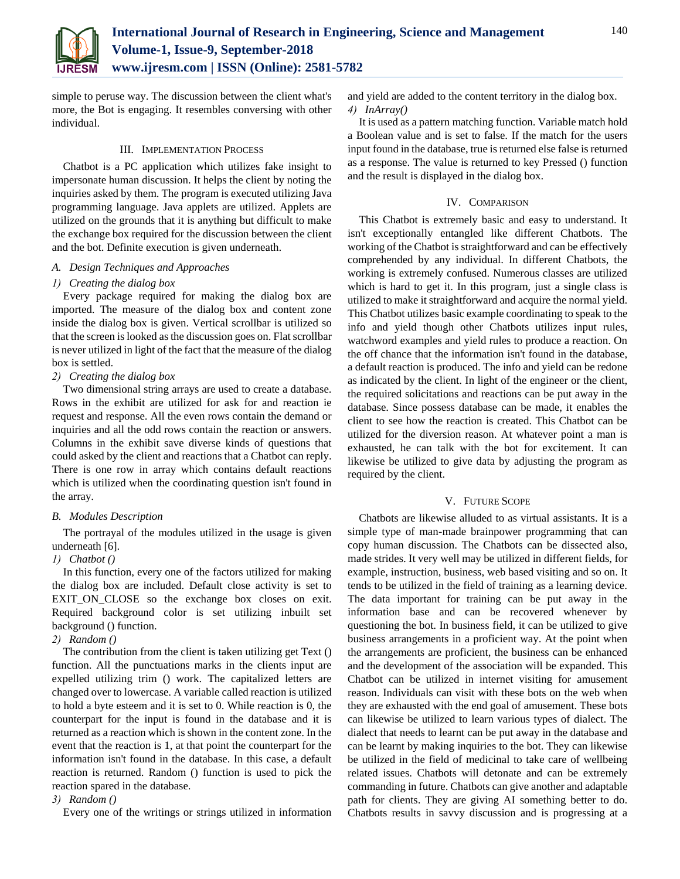simple to peruse way. The discussion between the client what's more, the Bot is engaging. It resembles conversing with other individual.

## III. Implementation Process

Chatbot is a PC application which utilizes fake insight to impersonate human discussion. It helps the client by noting the inquiries asked by them. The program is executed utilizing Java programming language. Java applets are utilized. Applets are utilized on the grounds that it is anything but difficult to make the exchange box required for the discussion between the client and the bot. Definite execution is given underneath.

### A. Design Techniques and Approaches

#### 1) Creating the dialog box

Every package required for making the dialog box are imported. The measure of the dialog box and content zone inside the dialog box is given. Vertical scrollbar is utilized so that the screen is looked as the discussion goes on. Flat scrollbar is never utilized in light of the fact that the measure of the dialog box is settled.

#### 2) Creating the dialog box

Two dimensional string arrays are used to create a database. Rows in the exhibit are utilized for ask for and reaction ie request and response. All the even rows contain the demand or inquiries and all the odd rows contain the reaction or answers. Columns in the exhibit save diverse kinds of questions that could asked by the client and reactions that a Chatbot can reply. There is one row in array which contains default reactions which is utilized when the coordinating question isn't found in the array.

### B. Modules Description

The portrayal of the modules utilized in the usage is given underneath [6].

#### 1) Chatbot ()

In this function, every one of the factors utilized for making the dialog box are included. Default close activity is set to EXIT_ON_CLOSE so the exchange box closes on exit. Required background color is set utilizing inbuilt set background () function.

#### 2) Random ()

The contribution from the client is taken utilizing get Text () function. All the punctuations marks in the clients input are expelled utilizing trim () work. The capitalized letters are changed over to lowercase. A variable called reaction is utilized to hold a byte esteem and it is set to 0. While reaction is 0, the counterpart for the input is found in the database and it is returned as a reaction which is shown in the content zone. In the event that the reaction is 1, at that point the counterpart for the information isn't found in the database. In this case, a default reaction is returned. Random () function is used to pick the reaction spared in the database.

#### 3) Random ()

Every one of the writings or strings utilized in information and yield are added to the content territory in the dialog box.

#### 4) InArray()

It is used as a pattern matching function. Variable match hold a Boolean value and is set to false. If the match for the users input found in the database, true is returned else false is returned as a response. The value is returned to key Pressed () function and the result is displayed in the dialog box.

## IV. Comparison

This Chatbot is extremely basic and easy to understand. It isn't exceptionally entangled like different Chatbots. The working of the Chatbot is straightforward and can be effectively comprehended by any individual. In different Chatbots, the working is extremely confused. Numerous classes are utilized which is hard to get it. In this program, just a single class is utilized to make it straightforward and acquire the normal yield. This Chatbot utilizes basic example coordinating to speak to the info and yield though other Chatbots utilizes input rules, watchword examples and yield rules to produce a reaction. On the off chance that the information isn't found in the database, a default reaction is produced. The info and yield can be redone as indicated by the client. In light of the engineer or the client, the required solicitations and reactions can be put away in the database. Since possess database can be made, it enables the client to see how the reaction is created. This Chatbot can be utilized for the diversion reason. At whatever point a man is exhausted, he can talk with the bot for excitement. It can likewise be utilized to give data by adjusting the program as required by the client.

## V. Future Scope

Chatbots are likewise alluded to as virtual assistants. It is a simple type of man-made brainpower programming that can copy human discussion. The Chatbots can be dissected also, made strides. It very well may be utilized in different fields, for example, instruction, business, web based visiting and so on. It tends to be utilized in the field of training as a learning device. The data important for training can be put away in the information base and can be recovered whenever by questioning the bot. In business field, it can be utilized to give business arrangements in a proficient way. At the point when the arrangements are proficient, the business can be enhanced and the development of the association will be expanded. This Chatbot can be utilized in internet visiting for amusement reason. Individuals can visit with these bots on the web when they are exhausted with the end goal of amusement. These bots can likewise be utilized to learn various types of dialect. The dialect that needs to learnt can be put away in the database and can be learnt by making inquiries to the bot. They can likewise be utilized in the field of medicinal to take care of wellbeing related issues. Chatbots will detonate and can be extremely commanding in future. Chatbots can give another and adaptable path for clients. They are giving AI something better to do. Chatbots results in savvy discussion and is progressing at a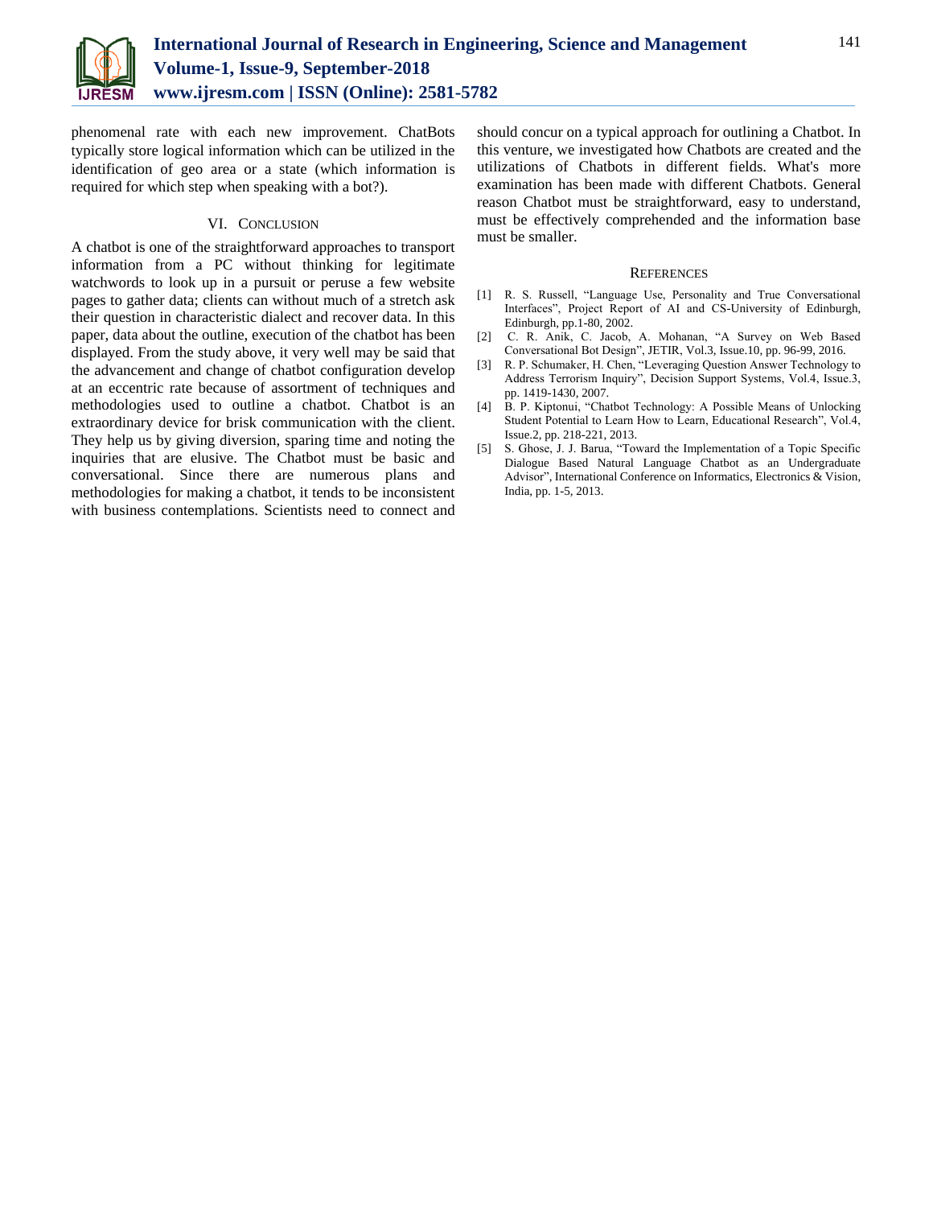phenomenal rate with each new improvement. ChatBots typically store logical information which can be utilized in the identification of geo area or a state (which information is required for which step when speaking with a bot?).

## VI. Conclusion

A chatbot is one of the straightforward approaches to transport information from a PC without thinking for legitimate watchwords to look up in a pursuit or peruse a few website pages to gather data; clients can without much of a stretch ask their question in characteristic dialect and recover data. In this paper, data about the outline, execution of the chatbot has been displayed. From the study above, it very well may be said that the advancement and change of chatbot configuration develop at an eccentric rate because of assortment of techniques and methodologies used to outline a chatbot. Chatbot is an extraordinary device for brisk communication with the client. They help us by giving diversion, sparing time and noting the inquiries that are elusive. The Chatbot must be basic and conversational. Since there are numerous plans and methodologies for making a chatbot, it tends to be inconsistent with business contemplations. Scientists need to connect and should concur on a typical approach for outlining a Chatbot. In this venture, we investigated how Chatbots are created and the utilizations of Chatbots in different fields. What's more examination has been made with different Chatbots. General reason Chatbot must be straightforward, easy to understand, must be effectively comprehended and the information base must be smaller.

## References

[1] R. S. Russell, "Language Use, Personality and True Conversational Interfaces", Project Report of AI and CS-University of Edinburgh, Edinburgh, pp.1-80, 2002.

[2] C. R. Anik, C. Jacob, A. Mohanan, "A Survey on Web Based Conversational Bot Design", JETIR, Vol.3, Issue.10, pp. 96-99, 2016.

[3] R. P. Schumaker, H. Chen, "Leveraging Question Answer Technology to Address Terrorism Inquiry", Decision Support Systems, Vol.4, Issue.3, pp. 1419-1430, 2007.

[4] B. P. Kiptonui, "Chatbot Technology: A Possible Means of Unlocking Student Potential to Learn How to Learn, Educational Research", Vol.4, Issue.2, pp. 218-221, 2013.

[5] S. Ghose, J. J. Barua, "Toward the Implementation of a Topic Specific Dialogue Based Natural Language Chatbot as an Undergraduate Advisor", International Conference on Informatics, Electronics & Vision, India, pp. 1-5, 2013.